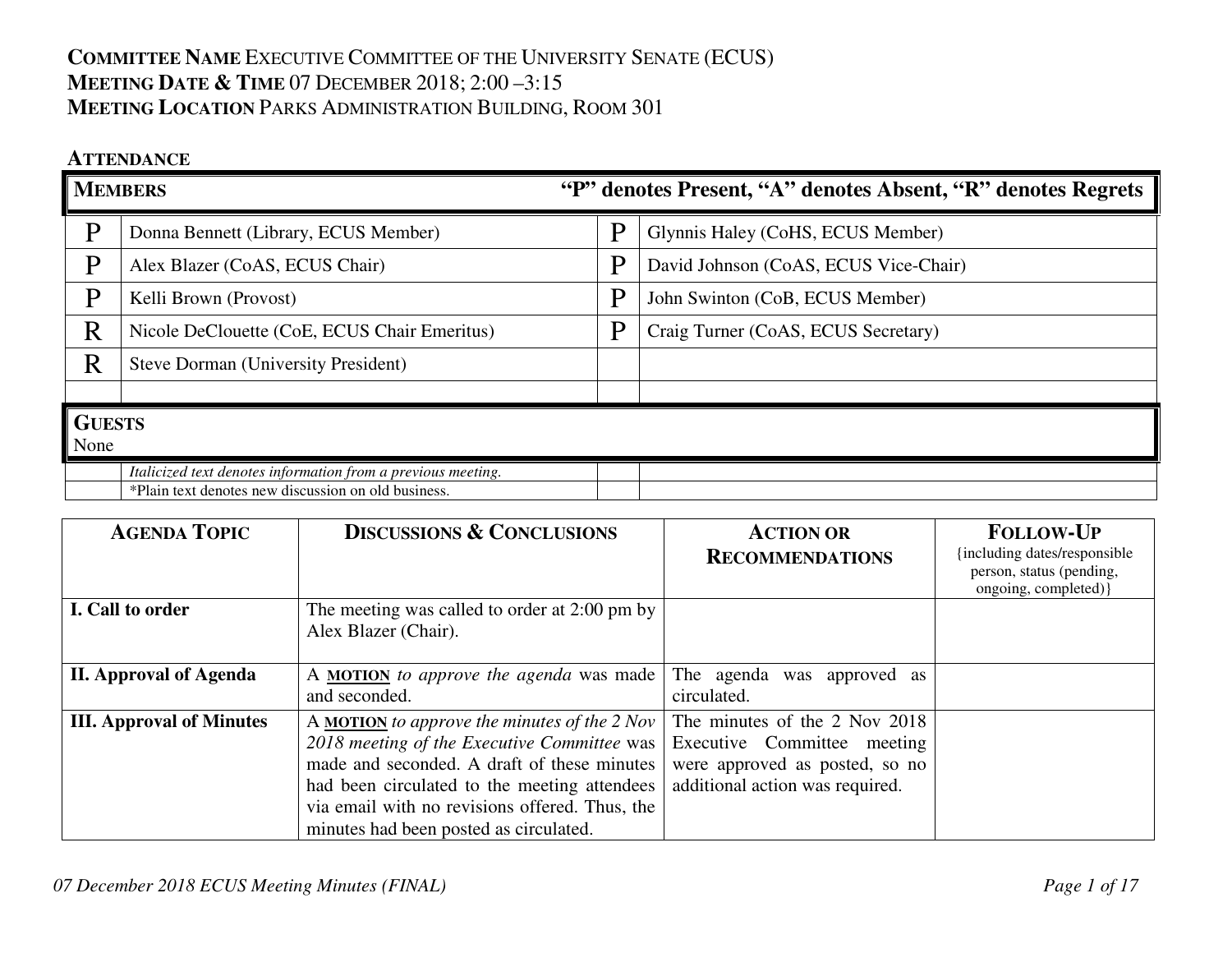**COMMITTEE NAME** EXECUTIVE COMMITTEE OF THE UNIVERSITY SENATE (ECUS)
**MEETING DATE & TIME** 07 DECEMBER 2018; 2:00 –3:15
**MEETING LOCATION** PARKS ADMINISTRATION BUILDING, ROOM 301

**ATTENDANCE**

| **MEMBERS** | | **"P" denotes Present, "A" denotes Absent, "R" denotes Regrets** | |
|---|---|---|---|
| P | Donna Bennett (Library, ECUS Member) | P | Glynnis Haley (CoHS, ECUS Member) |
| P | Alex Blazer (CoAS, ECUS Chair) | P | David Johnson (CoAS, ECUS Vice-Chair) |
| P | Kelli Brown (Provost) | P | John Swinton (CoB, ECUS Member) |
| R | Nicole DeClouette (CoE, ECUS Chair Emeritus) | P | Craig Turner (CoAS, ECUS Secretary) |
| R | Steve Dorman (University President) | | |
| | | | |
| **GUESTS**<br>None | | | |
| | *Italicized text denotes information from a previous meeting.* | | |
| | *Plain text denotes new discussion on old business. | | |

| **AGENDA TOPIC** | **DISCUSSIONS & CONCLUSIONS** | **ACTION OR RECOMMENDATIONS** | **FOLLOW-UP** {including dates/responsible person, status (pending, ongoing, completed)} |
|---|---|---|---|
| **I. Call to order** | The meeting was called to order at 2:00 pm by Alex Blazer (Chair). | | |
| **II. Approval of Agenda** | A **MOTION** *to approve the agenda* was made and seconded. | The agenda was approved as circulated. | |
| **III. Approval of Minutes** | A **MOTION** *to approve the minutes of the 2 Nov 2018 meeting of the Executive Committee* was made and seconded. A draft of these minutes had been circulated to the meeting attendees via email with no revisions offered. Thus, the minutes had been posted as circulated. | The minutes of the 2 Nov 2018 Executive Committee meeting were approved as posted, so no additional action was required. | |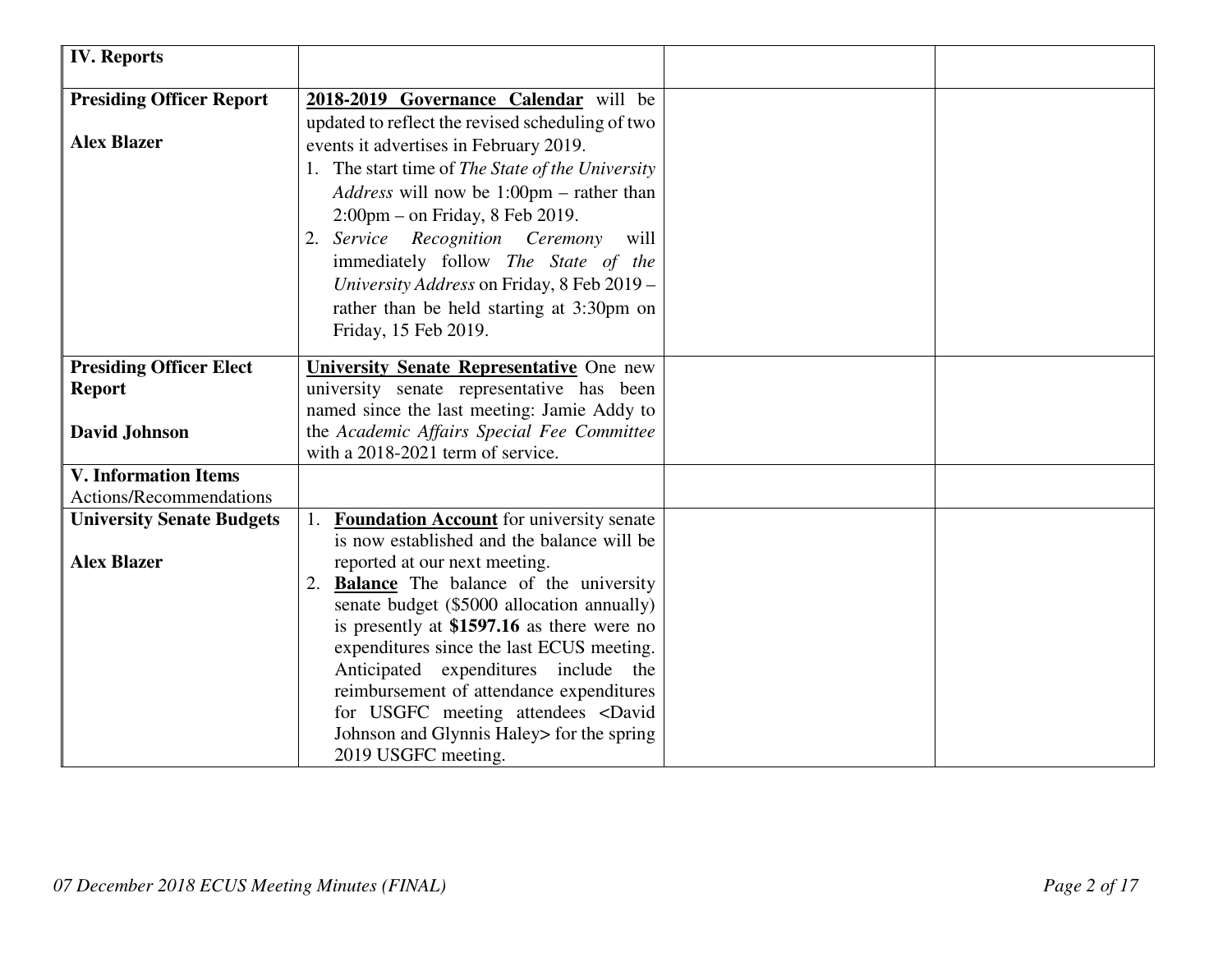| **IV. Reports** | | | |
|---|---|---|---|
| **Presiding Officer Report**<br><br>**Alex Blazer** | **2018-2019 Governance Calendar** will be updated to reflect the revised scheduling of two events it advertises in February 2019.<br>1. The start time of *The State of the University Address* will now be 1:00pm – rather than 2:00pm – on Friday, 8 Feb 2019.<br>2. *Service Recognition Ceremony* will immediately follow *The State of the University Address* on Friday, 8 Feb 2019 – rather than be held starting at 3:30pm on Friday, 15 Feb 2019. | | |
| **Presiding Officer Elect Report**<br><br>**David Johnson** | **University Senate Representative** One new university senate representative has been named since the last meeting: Jamie Addy to the *Academic Affairs Special Fee Committee* with a 2018-2021 term of service. | | |
| **V. Information Items**<br>Actions/Recommendations | | | |
| **University Senate Budgets**<br><br>**Alex Blazer** | 1. **Foundation Account** for university senate is now established and the balance will be reported at our next meeting.<br>2. **Balance** The balance of the university senate budget ($5000 allocation annually) is presently at **$1597.16** as there were no expenditures since the last ECUS meeting. Anticipated expenditures include the reimbursement of attendance expenditures for USGFC meeting attendees <David Johnson and Glynnis Haley> for the spring 2019 USGFC meeting. | | |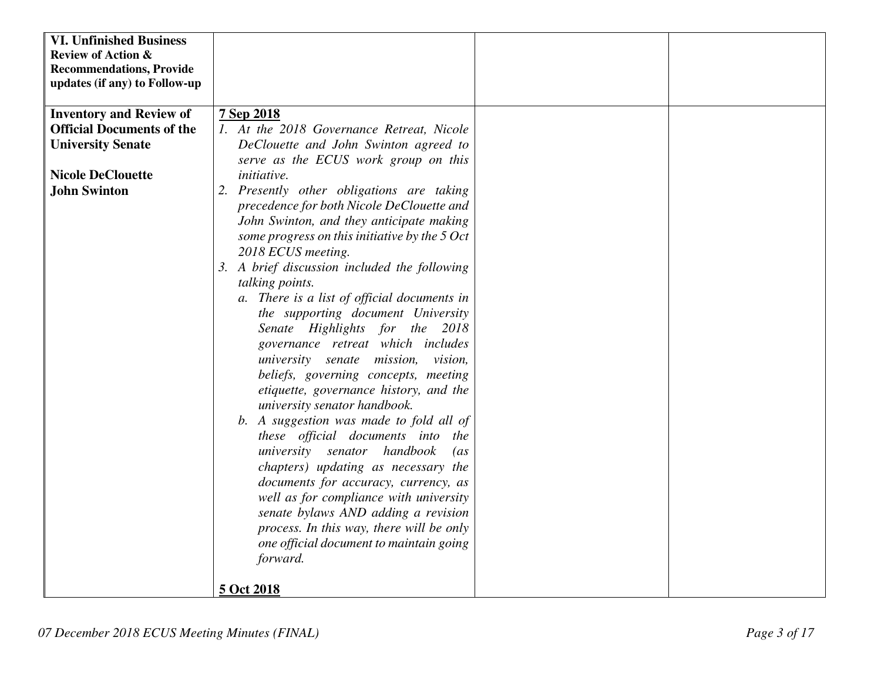| **VI. Unfinished Business Review of Action & Recommendations, Provide updates (if any) to Follow-up** | | | |
|---|---|---|---|
| **Inventory and Review of Official Documents of the University Senate**<br><br>**Nicole DeClouette**<br>**John Swinton** | **<u>7 Sep 2018</u>**<br>1. *At the 2018 Governance Retreat, Nicole DeClouette and John Swinton agreed to serve as the ECUS work group on this initiative.*<br>2. *Presently other obligations are taking precedence for both Nicole DeClouette and John Swinton, and they anticipate making some progress on this initiative by the 5 Oct 2018 ECUS meeting.*<br>3. *A brief discussion included the following talking points.*<br>&nbsp;&nbsp;&nbsp;a. *There is a list of official documents in the supporting document University Senate Highlights for the 2018 governance retreat which includes university senate mission, vision, beliefs, governing concepts, meeting etiquette, governance history, and the university senator handbook.*<br>&nbsp;&nbsp;&nbsp;b. *A suggestion was made to fold all of these official documents into the university senator handbook (as chapters) updating as necessary the documents for accuracy, currency, as well as for compliance with university senate bylaws AND adding a revision process. In this way, there will be only one official document to maintain going forward.*<br><br>**<u>5 Oct 2018</u>** | | |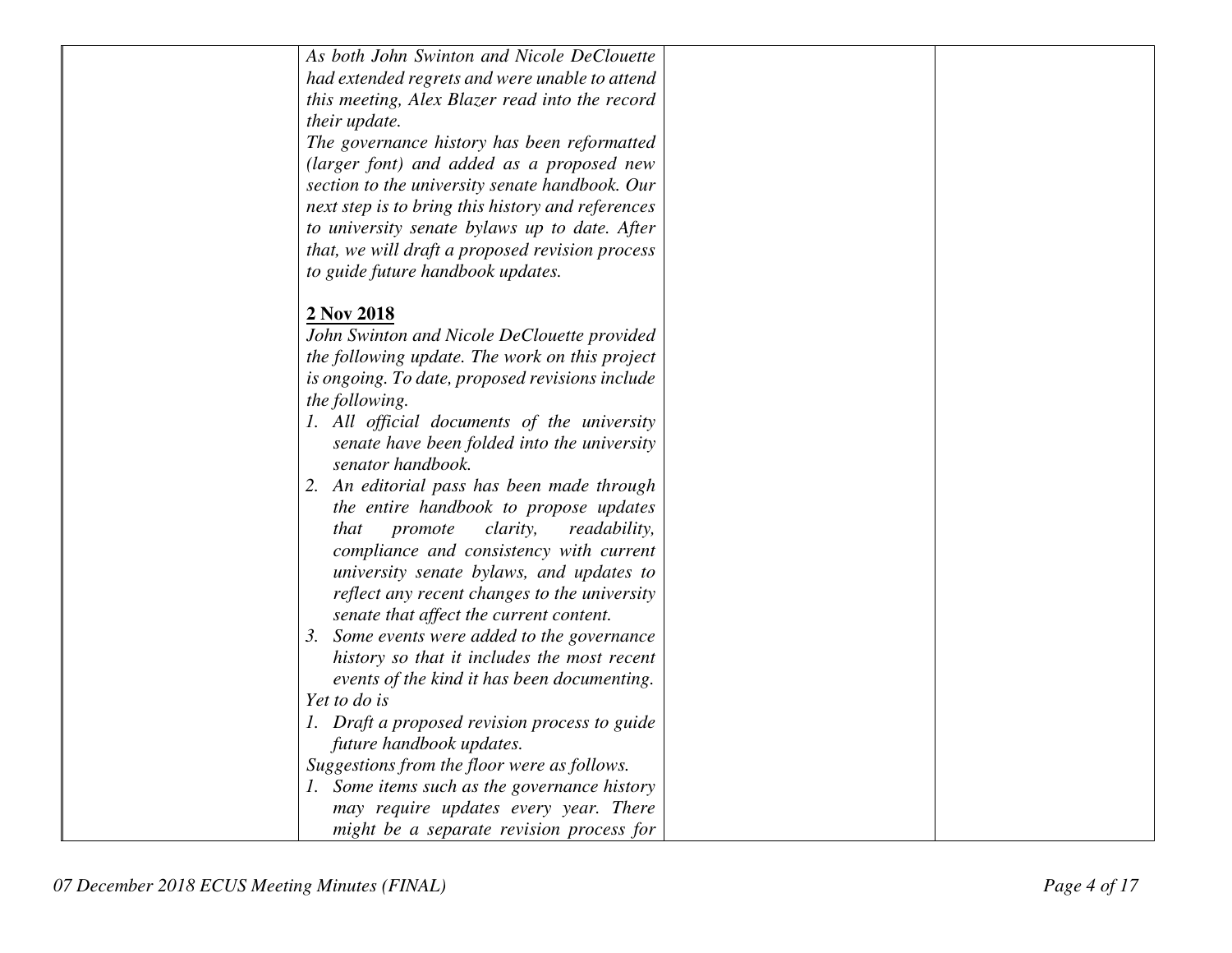| | | | |
|---|---|---|---|
| | *As both John Swinton and Nicole DeClouette had extended regrets and were unable to attend this meeting, Alex Blazer read into the record their update.*<br>*The governance history has been reformatted (larger font) and added as a proposed new section to the university senate handbook. Our next step is to bring this history and references to university senate bylaws up to date. After that, we will draft a proposed revision process to guide future handbook updates.*<br><br>**<u>2 Nov 2018</u>**<br>*John Swinton and Nicole DeClouette provided the following update. The work on this project is ongoing. To date, proposed revisions include the following.*<br>*1. All official documents of the university senate have been folded into the university senator handbook.*<br>*2. An editorial pass has been made through the entire handbook to propose updates that promote clarity, readability, compliance and consistency with current university senate bylaws, and updates to reflect any recent changes to the university senate that affect the current content.*<br>*3. Some events were added to the governance history so that it includes the most recent events of the kind it has been documenting.*<br>*Yet to do is*<br>*1. Draft a proposed revision process to guide future handbook updates.*<br>*Suggestions from the floor were as follows.*<br>*1. Some items such as the governance history may require updates every year. There might be a separate revision process for* | | |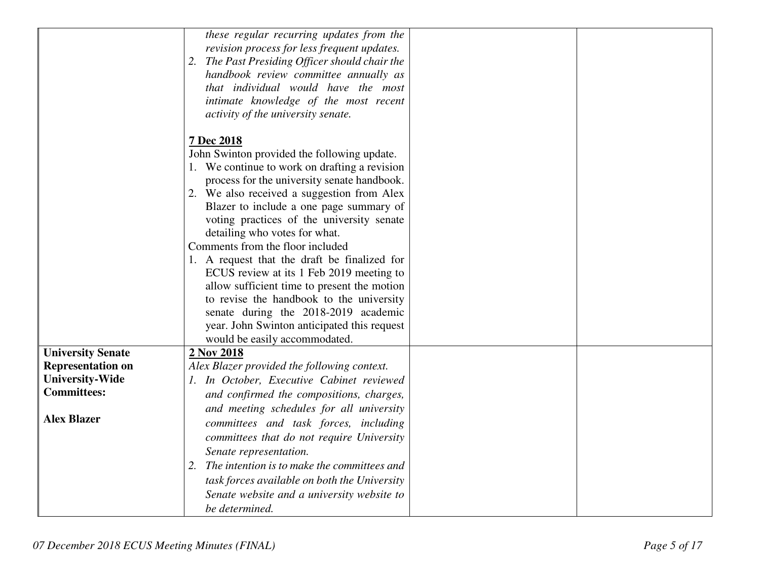| | | | |
|---|---|---|---|
| | *these regular recurring updates from the revision process for less frequent updates.*<br>2. *The Past Presiding Officer should chair the handbook review committee annually as that individual would have the most intimate knowledge of the most recent activity of the university senate.*<br><br>**7 Dec 2018**<br>John Swinton provided the following update.<br>1. We continue to work on drafting a revision process for the university senate handbook.<br>2. We also received a suggestion from Alex Blazer to include a one page summary of voting practices of the university senate detailing who votes for what.<br>Comments from the floor included<br>1. A request that the draft be finalized for ECUS review at its 1 Feb 2019 meeting to allow sufficient time to present the motion to revise the handbook to the university senate during the 2018-2019 academic year. John Swinton anticipated this request would be easily accommodated. | | |
| **University Senate Representation on University-Wide Committees:**<br><br>**Alex Blazer** | **2 Nov 2018**<br>*Alex Blazer provided the following context.*<br>1. *In October, Executive Cabinet reviewed and confirmed the compositions, charges, and meeting schedules for all university committees and task forces, including committees that do not require University Senate representation.*<br>2. *The intention is to make the committees and task forces available on both the University Senate website and a university website to be determined.* | | |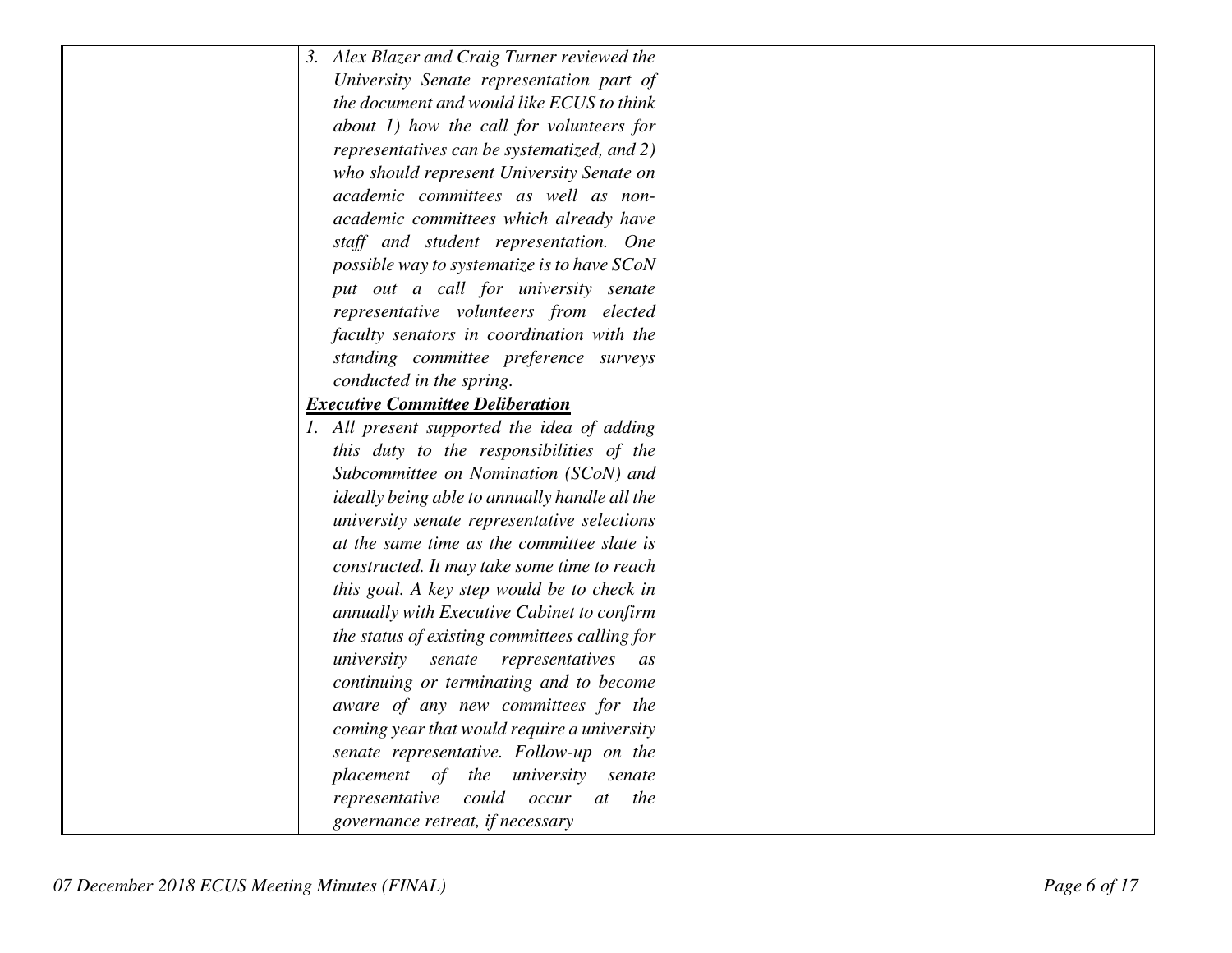| | | | |
|---|---|---|---|
| | *3. Alex Blazer and Craig Turner reviewed the University Senate representation part of the document and would like ECUS to think about 1) how the call for volunteers for representatives can be systematized, and 2) who should represent University Senate on academic committees as well as non-academic committees which already have staff and student representation. One possible way to systematize is to have SCoN put out a call for university senate representative volunteers from elected faculty senators in coordination with the standing committee preference surveys conducted in the spring.*<br>***<u>Executive Committee Deliberation</u>***<br>*1. All present supported the idea of adding this duty to the responsibilities of the Subcommittee on Nomination (SCoN) and ideally being able to annually handle all the university senate representative selections at the same time as the committee slate is constructed. It may take some time to reach this goal. A key step would be to check in annually with Executive Cabinet to confirm the status of existing committees calling for university senate representatives as continuing or terminating and to become aware of any new committees for the coming year that would require a university senate representative. Follow-up on the placement of the university senate representative could occur at the governance retreat, if necessary* | | |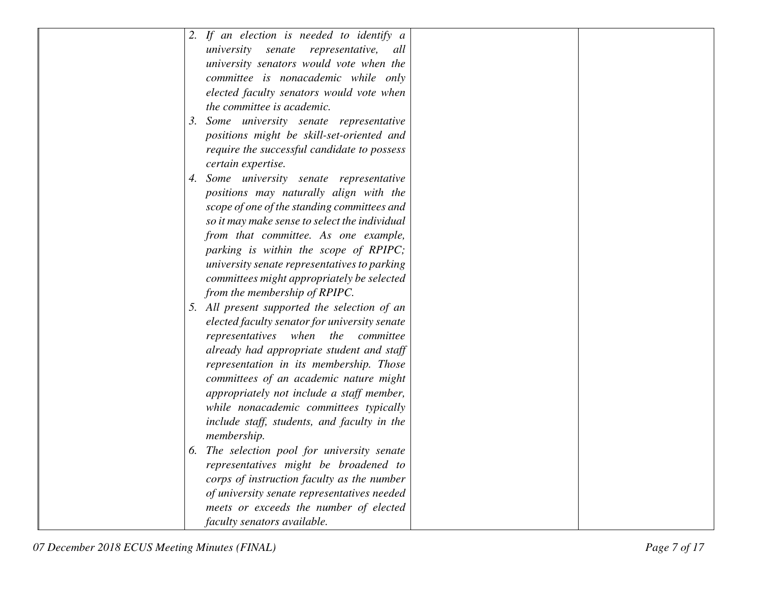| | | | |
|---|---|---|---|
| | 2. *If an election is needed to identify a university senate representative, all university senators would vote when the committee is nonacademic while only elected faculty senators would vote when the committee is academic.*<br>3. *Some university senate representative positions might be skill-set-oriented and require the successful candidate to possess certain expertise.*<br>4. *Some university senate representative positions may naturally align with the scope of one of the standing committees and so it may make sense to select the individual from that committee. As one example, parking is within the scope of RPIPC; university senate representatives to parking committees might appropriately be selected from the membership of RPIPC.*<br>5. *All present supported the selection of an elected faculty senator for university senate representatives when the committee already had appropriate student and staff representation in its membership. Those committees of an academic nature might appropriately not include a staff member, while nonacademic committees typically include staff, students, and faculty in the membership.*<br>6. *The selection pool for university senate representatives might be broadened to corps of instruction faculty as the number of university senate representatives needed meets or exceeds the number of elected faculty senators available.* | | |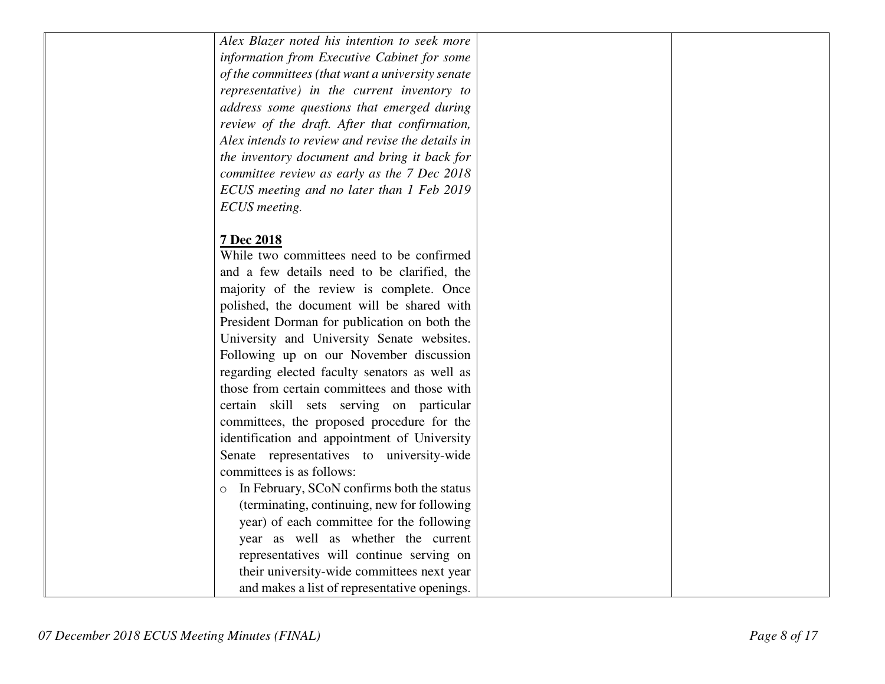| | | | |
|---|---|---|---|
| | *Alex Blazer noted his intention to seek more information from Executive Cabinet for some of the committees (that want a university senate representative) in the current inventory to address some questions that emerged during review of the draft. After that confirmation, Alex intends to review and revise the details in the inventory document and bring it back for committee review as early as the 7 Dec 2018 ECUS meeting and no later than 1 Feb 2019 ECUS meeting.*<br><br>**7 Dec 2018**<br>While two committees need to be confirmed and a few details need to be clarified, the majority of the review is complete. Once polished, the document will be shared with President Dorman for publication on both the University and University Senate websites. Following up on our November discussion regarding elected faculty senators as well as those from certain committees and those with certain skill sets serving on particular committees, the proposed procedure for the identification and appointment of University Senate representatives to university-wide committees is as follows:<br>○ In February, SCoN confirms both the status (terminating, continuing, new for following year) of each committee for the following year as well as whether the current representatives will continue serving on their university-wide committees next year and makes a list of representative openings. | | |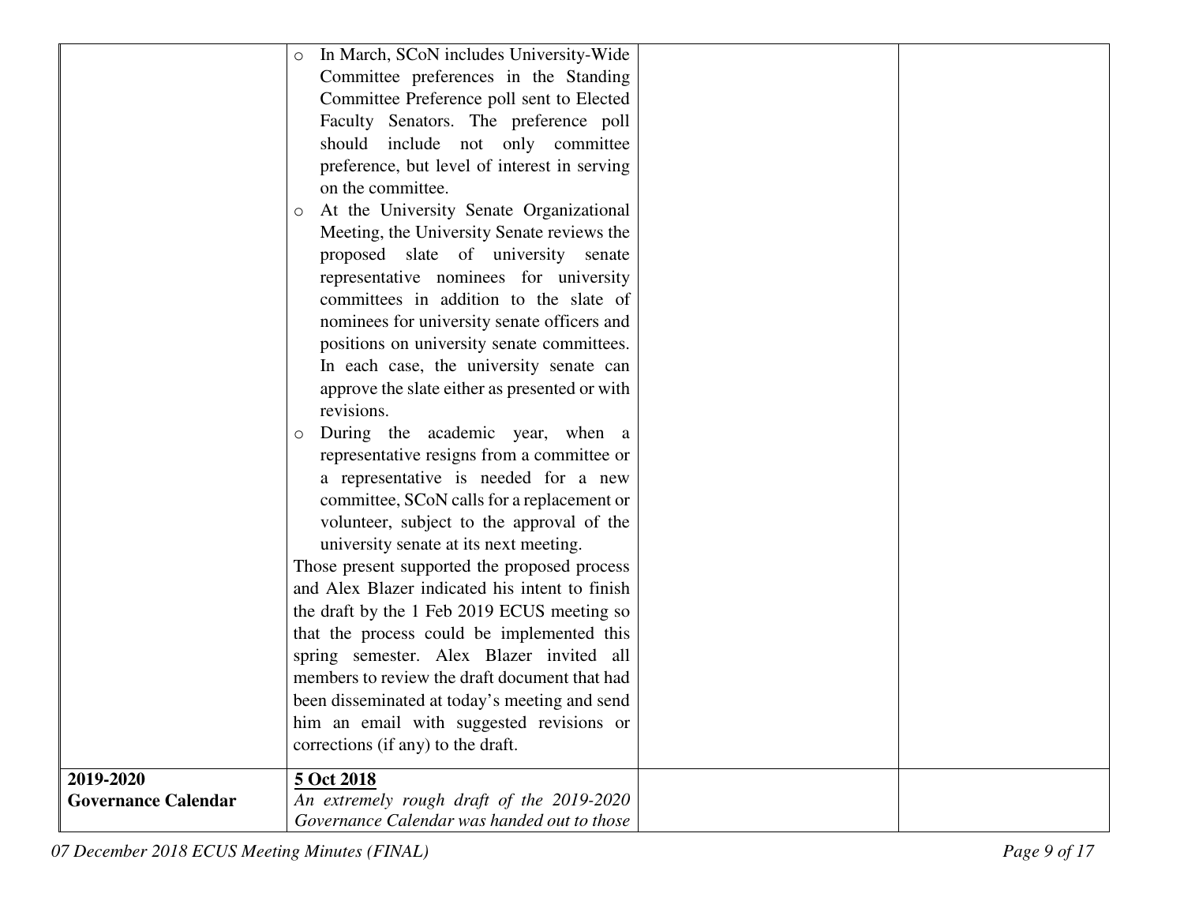| | | | |
|---|---|---|---|
| | ○ In March, SCoN includes University-Wide Committee preferences in the Standing Committee Preference poll sent to Elected Faculty Senators. The preference poll should include not only committee preference, but level of interest in serving on the committee.<br>○ At the University Senate Organizational Meeting, the University Senate reviews the proposed slate of university senate representative nominees for university committees in addition to the slate of nominees for university senate officers and positions on university senate committees. In each case, the university senate can approve the slate either as presented or with revisions.<br>○ During the academic year, when a representative resigns from a committee or a representative is needed for a new committee, SCoN calls for a replacement or volunteer, subject to the approval of the university senate at its next meeting.<br>Those present supported the proposed process and Alex Blazer indicated his intent to finish the draft by the 1 Feb 2019 ECUS meeting so that the process could be implemented this spring semester. Alex Blazer invited all members to review the draft document that had been disseminated at today's meeting and send him an email with suggested revisions or corrections (if any) to the draft. | | |
| **2019-2020 Governance Calendar** | **<u>5 Oct 2018</u>**<br>*An extremely rough draft of the 2019-2020 Governance Calendar was handed out to those* | | |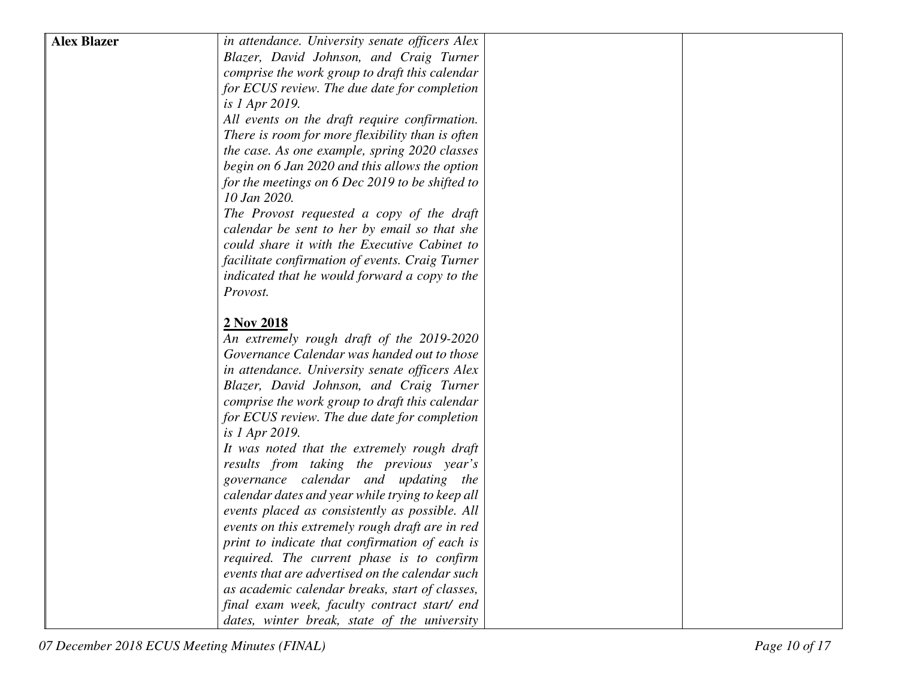| | | | |
|---|---|---|---|
| **Alex Blazer** | *in attendance. University senate officers Alex Blazer, David Johnson, and Craig Turner comprise the work group to draft this calendar for ECUS review. The due date for completion is 1 Apr 2019.*<br>*All events on the draft require confirmation. There is room for more flexibility than is often the case. As one example, spring 2020 classes begin on 6 Jan 2020 and this allows the option for the meetings on 6 Dec 2019 to be shifted to 10 Jan 2020.*<br>*The Provost requested a copy of the draft calendar be sent to her by email so that she could share it with the Executive Cabinet to facilitate confirmation of events. Craig Turner indicated that he would forward a copy to the Provost.*<br><br>**<u>2 Nov 2018</u>**<br>*An extremely rough draft of the 2019-2020 Governance Calendar was handed out to those in attendance. University senate officers Alex Blazer, David Johnson, and Craig Turner comprise the work group to draft this calendar for ECUS review. The due date for completion is 1 Apr 2019.*<br>*It was noted that the extremely rough draft results from taking the previous year's governance calendar and updating the calendar dates and year while trying to keep all events placed as consistently as possible. All events on this extremely rough draft are in red print to indicate that confirmation of each is required. The current phase is to confirm events that are advertised on the calendar such as academic calendar breaks, start of classes, final exam week, faculty contract start/ end dates, winter break, state of the university* | | |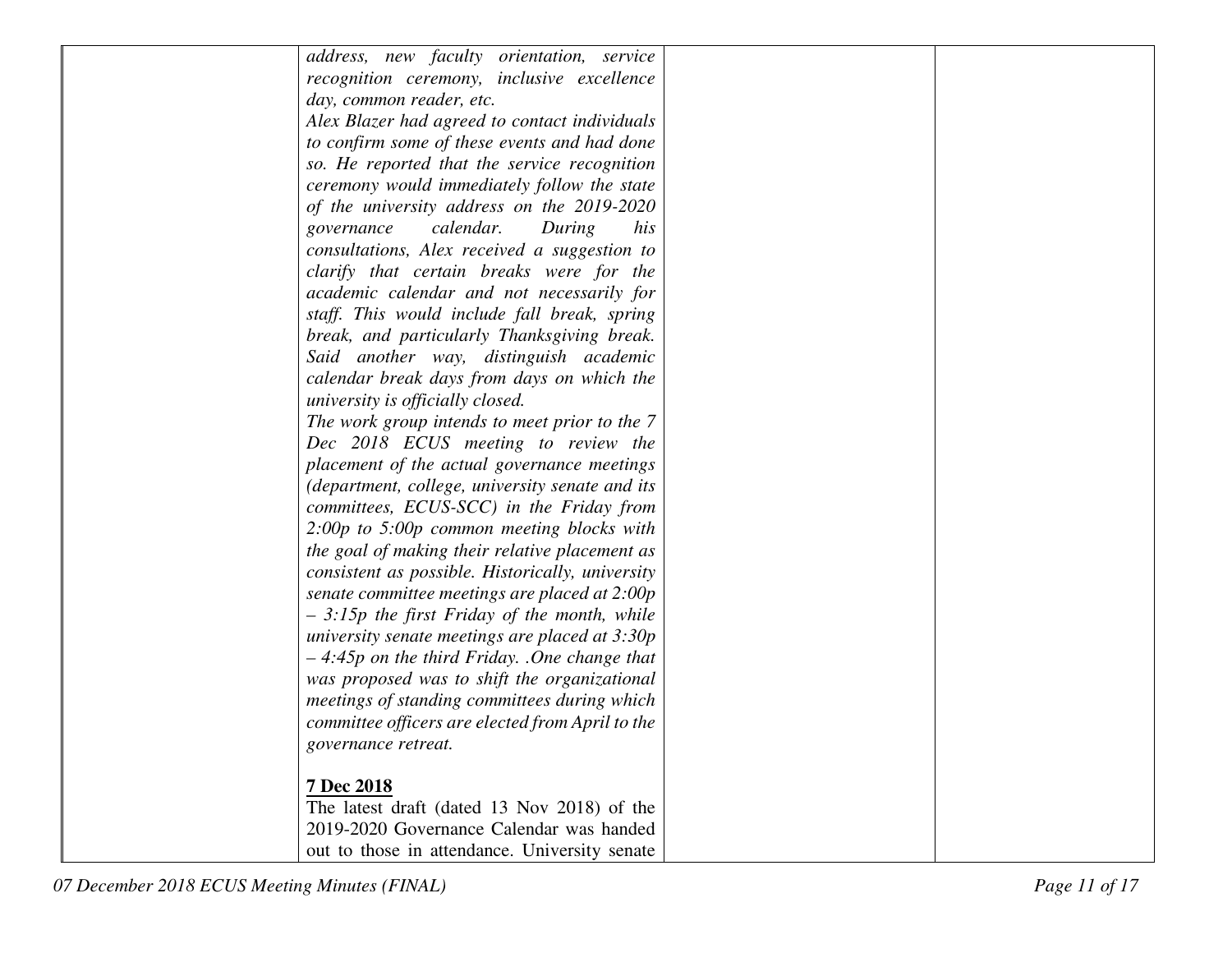| | | | |
|---|---|---|---|
| | *address, new faculty orientation, service recognition ceremony, inclusive excellence day, common reader, etc.*<br>*Alex Blazer had agreed to contact individuals to confirm some of these events and had done so. He reported that the service recognition ceremony would immediately follow the state of the university address on the 2019-2020 governance calendar. During his consultations, Alex received a suggestion to clarify that certain breaks were for the academic calendar and not necessarily for staff. This would include fall break, spring break, and particularly Thanksgiving break. Said another way, distinguish academic calendar break days from days on which the university is officially closed.*<br>*The work group intends to meet prior to the 7 Dec 2018 ECUS meeting to review the placement of the actual governance meetings (department, college, university senate and its committees, ECUS-SCC) in the Friday from 2:00p to 5:00p common meeting blocks with the goal of making their relative placement as consistent as possible. Historically, university senate committee meetings are placed at 2:00p – 3:15p the first Friday of the month, while university senate meetings are placed at 3:30p – 4:45p on the third Friday. .One change that was proposed was to shift the organizational meetings of standing committees during which committee officers are elected from April to the governance retreat.*<br><br>**<u>7 Dec 2018</u>**<br>The latest draft (dated 13 Nov 2018) of the 2019-2020 Governance Calendar was handed out to those in attendance. University senate | | |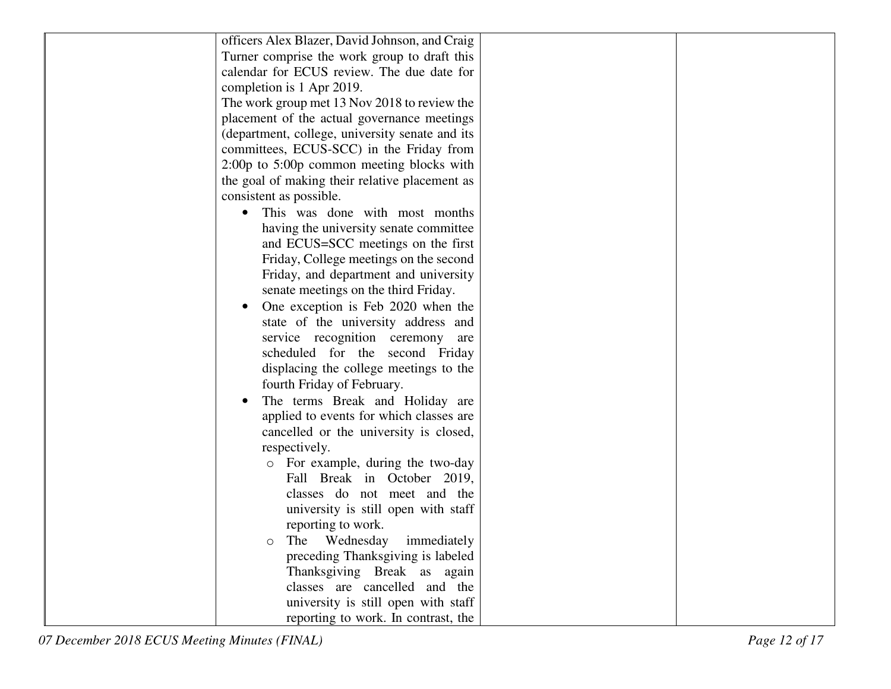| | | | |
|---|---|---|---|
| | officers Alex Blazer, David Johnson, and Craig Turner comprise the work group to draft this calendar for ECUS review. The due date for completion is 1 Apr 2019.<br>The work group met 13 Nov 2018 to review the placement of the actual governance meetings (department, college, university senate and its committees, ECUS-SCC) in the Friday from 2:00p to 5:00p common meeting blocks with the goal of making their relative placement as consistent as possible.<br>• This was done with most months having the university senate committee and ECUS=SCC meetings on the first Friday, College meetings on the second Friday, and department and university senate meetings on the third Friday.<br>• One exception is Feb 2020 when the state of the university address and service recognition ceremony are scheduled for the second Friday displacing the college meetings to the fourth Friday of February.<br>• The terms Break and Holiday are applied to events for which classes are cancelled or the university is closed, respectively.<br>  ○ For example, during the two-day Fall Break in October 2019, classes do not meet and the university is still open with staff reporting to work.<br>  ○ The Wednesday immediately preceding Thanksgiving is labeled Thanksgiving Break as again classes are cancelled and the university is still open with staff reporting to work. In contrast, the | | |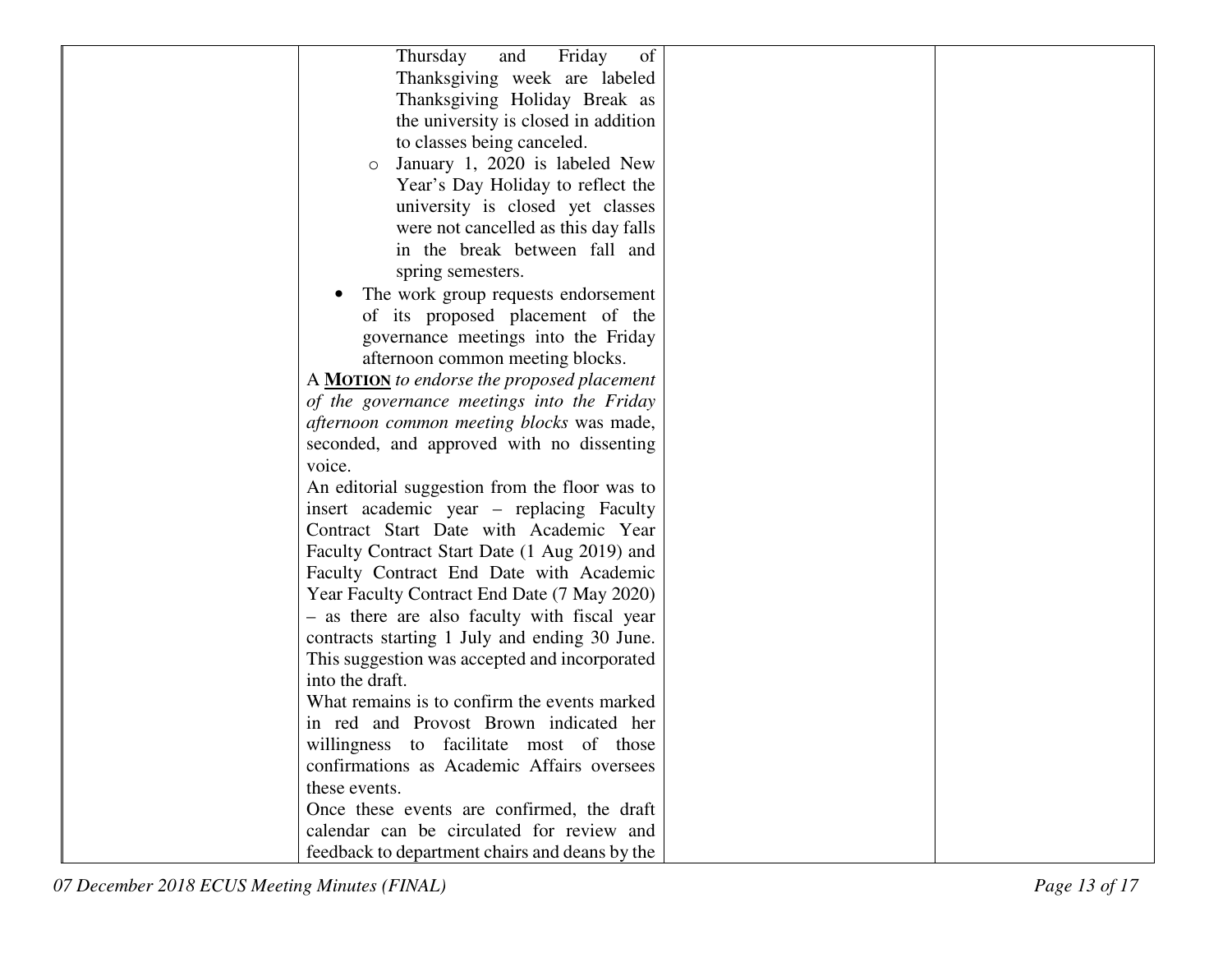| | | | |
|---|---|---|---|
| | Thursday and Friday of Thanksgiving week are labeled Thanksgiving Holiday Break as the university is closed in addition to classes being canceled.<br>o January 1, 2020 is labeled New Year's Day Holiday to reflect the university is closed yet classes were not cancelled as this day falls in the break between fall and spring semesters.<br>• The work group requests endorsement of its proposed placement of the governance meetings into the Friday afternoon common meeting blocks.<br>A **MOTION** *to endorse the proposed placement of the governance meetings into the Friday afternoon common meeting blocks* was made, seconded, and approved with no dissenting voice.<br>An editorial suggestion from the floor was to insert academic year – replacing Faculty Contract Start Date with Academic Year Faculty Contract Start Date (1 Aug 2019) and Faculty Contract End Date with Academic Year Faculty Contract End Date (7 May 2020) – as there are also faculty with fiscal year contracts starting 1 July and ending 30 June. This suggestion was accepted and incorporated into the draft.<br>What remains is to confirm the events marked in red and Provost Brown indicated her willingness to facilitate most of those confirmations as Academic Affairs oversees these events.<br>Once these events are confirmed, the draft calendar can be circulated for review and feedback to department chairs and deans by the | | |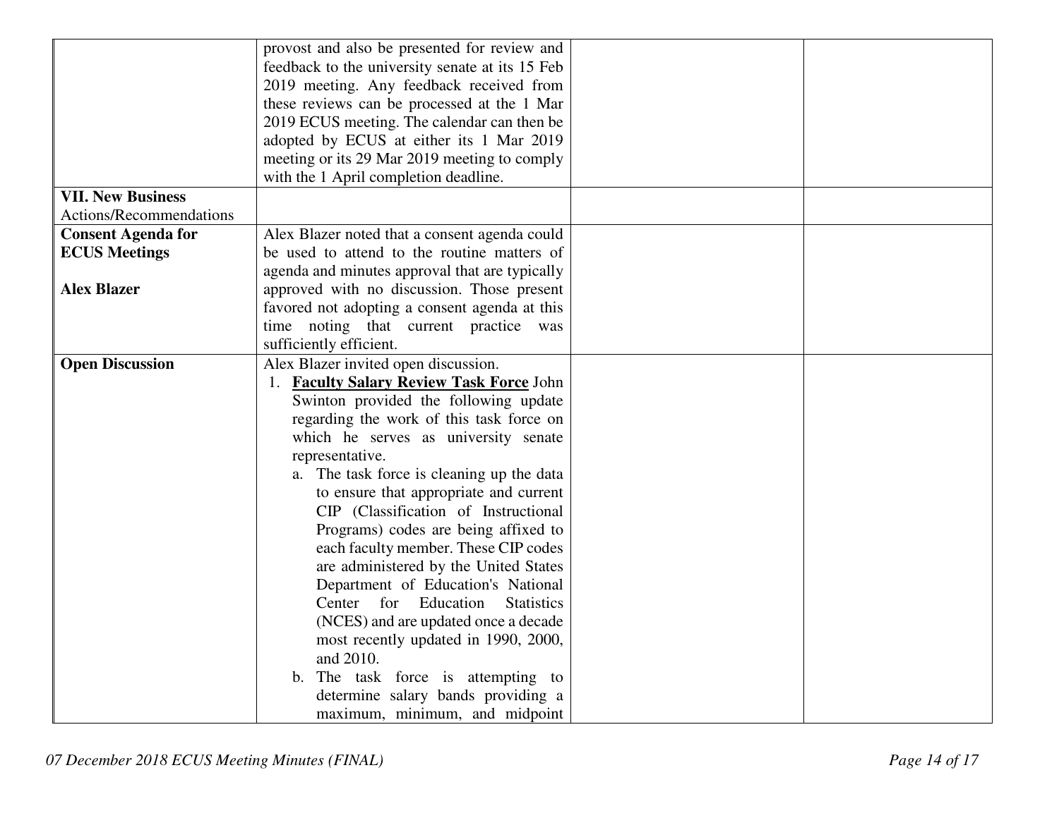| | | | |
|---|---|---|---|
| | provost and also be presented for review and feedback to the university senate at its 15 Feb 2019 meeting. Any feedback received from these reviews can be processed at the 1 Mar 2019 ECUS meeting. The calendar can then be adopted by ECUS at either its 1 Mar 2019 meeting or its 29 Mar 2019 meeting to comply with the 1 April completion deadline. | | |
| **VII. New Business** Actions/Recommendations | | | |
| **Consent Agenda for ECUS Meetings** <br><br> **Alex Blazer** | Alex Blazer noted that a consent agenda could be used to attend to the routine matters of agenda and minutes approval that are typically approved with no discussion. Those present favored not adopting a consent agenda at this time noting that current practice was sufficiently efficient. | | |
| **Open Discussion** | Alex Blazer invited open discussion. <br> 1. **<u>Faculty Salary Review Task Force</u>** John Swinton provided the following update regarding the work of this task force on which he serves as university senate representative. <br> a. The task force is cleaning up the data to ensure that appropriate and current CIP (Classification of Instructional Programs) codes are being affixed to each faculty member. These CIP codes are administered by the United States Department of Education's National Center for Education Statistics (NCES) and are updated once a decade most recently updated in 1990, 2000, and 2010. <br> b. The task force is attempting to determine salary bands providing a maximum, minimum, and midpoint | | |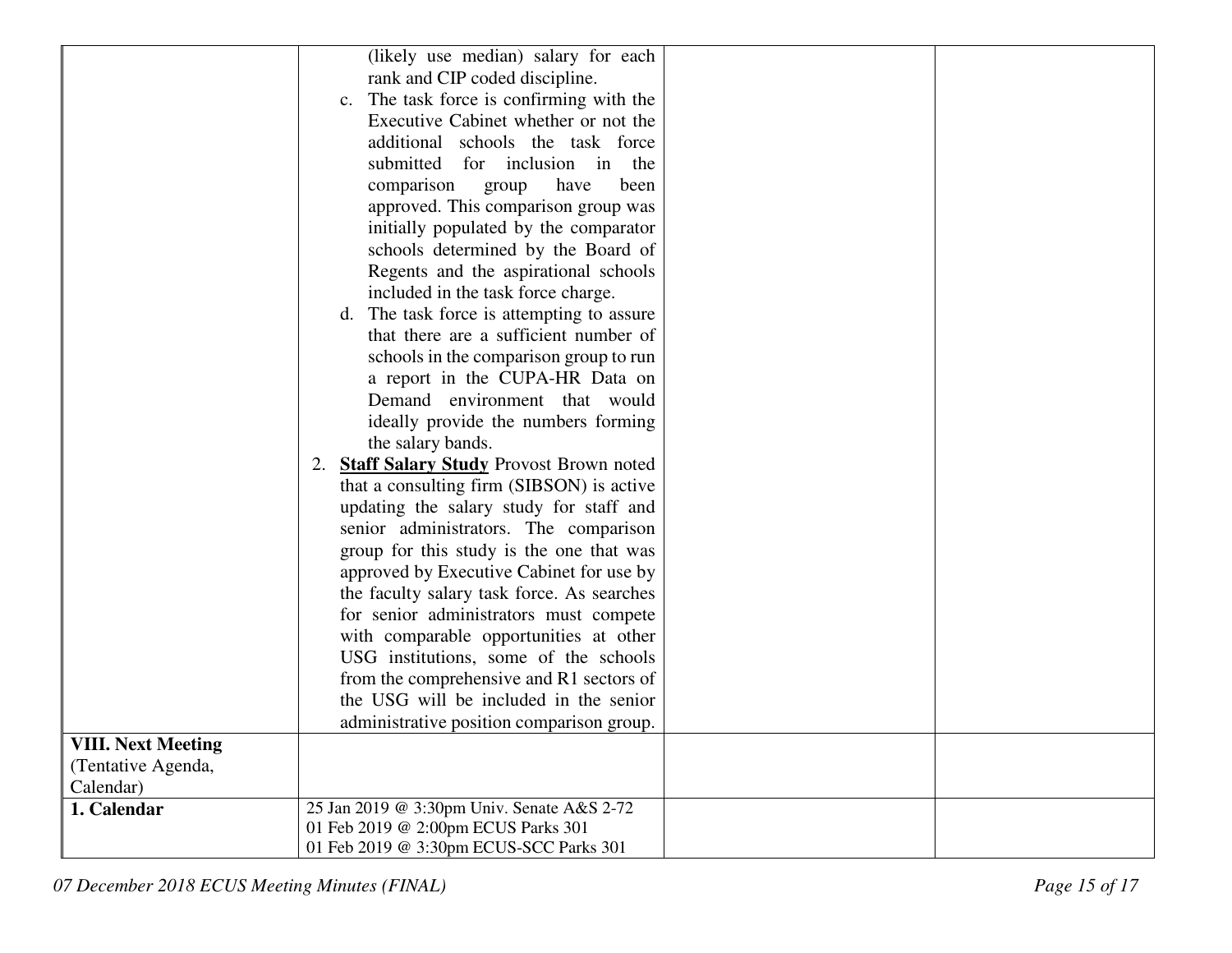| | | | |
|---|---|---|---|
| | (likely use median) salary for each rank and CIP coded discipline.<br>c. The task force is confirming with the Executive Cabinet whether or not the additional schools the task force submitted for inclusion in the comparison group have been approved. This comparison group was initially populated by the comparator schools determined by the Board of Regents and the aspirational schools included in the task force charge.<br>d. The task force is attempting to assure that there are a sufficient number of schools in the comparison group to run a report in the CUPA-HR Data on Demand environment that would ideally provide the numbers forming the salary bands.<br>2. <u>**Staff Salary Study**</u> Provost Brown noted that a consulting firm (SIBSON) is active updating the salary study for staff and senior administrators. The comparison group for this study is the one that was approved by Executive Cabinet for use by the faculty salary task force. As searches for senior administrators must compete with comparable opportunities at other USG institutions, some of the schools from the comprehensive and R1 sectors of the USG will be included in the senior administrative position comparison group. | | |
| **VIII. Next Meeting** (Tentative Agenda, Calendar) | | | |
| **1. Calendar** | 25 Jan 2019 @ 3:30pm Univ. Senate A&S 2-72<br>01 Feb 2019 @ 2:00pm ECUS Parks 301<br>01 Feb 2019 @ 3:30pm ECUS-SCC Parks 301 | | |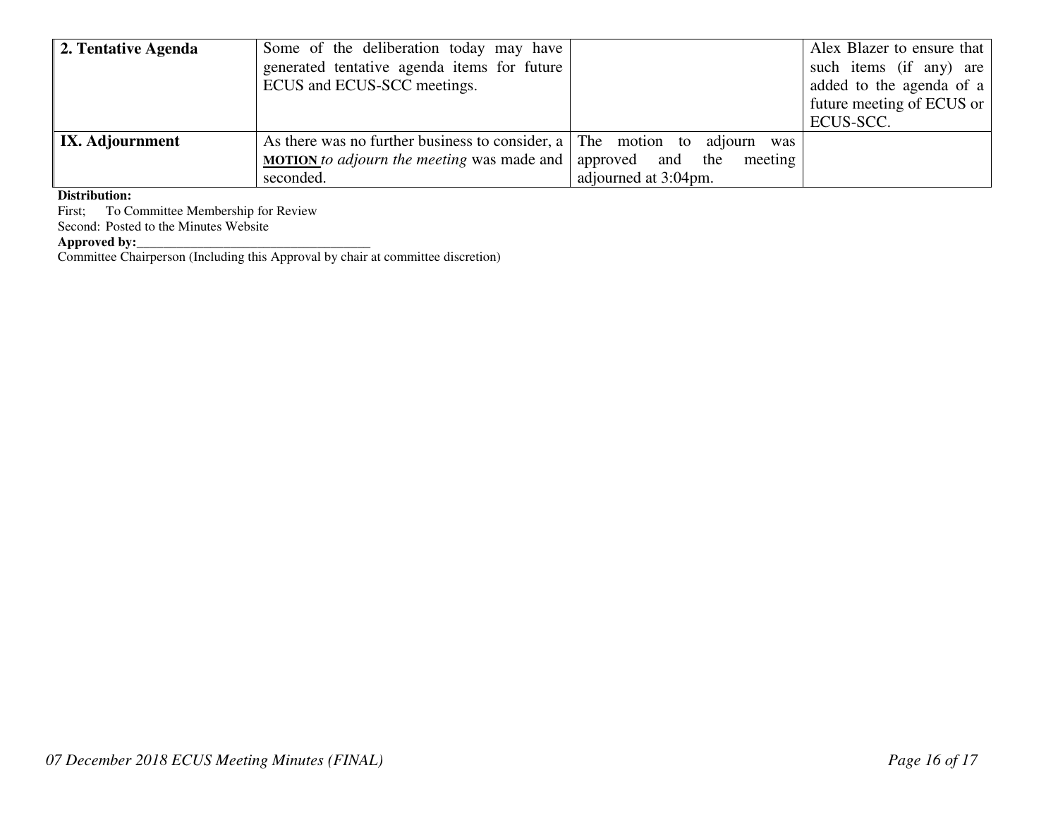| | | | |
|---|---|---|---|
| **2. Tentative Agenda** | Some of the deliberation today may have generated tentative agenda items for future ECUS and ECUS-SCC meetings. | | Alex Blazer to ensure that such items (if any) are added to the agenda of a future meeting of ECUS or ECUS-SCC. |
| **IX. Adjournment** | As there was no further business to consider, a **MOTION** *to adjourn the meeting* was made and seconded. | The motion to adjourn was approved and the meeting adjourned at 3:04pm. | |

**Distribution:**
First; To Committee Membership for Review
Second: Posted to the Minutes Website
**Approved by:**___________________________________
Committee Chairperson (Including this Approval by chair at committee discretion)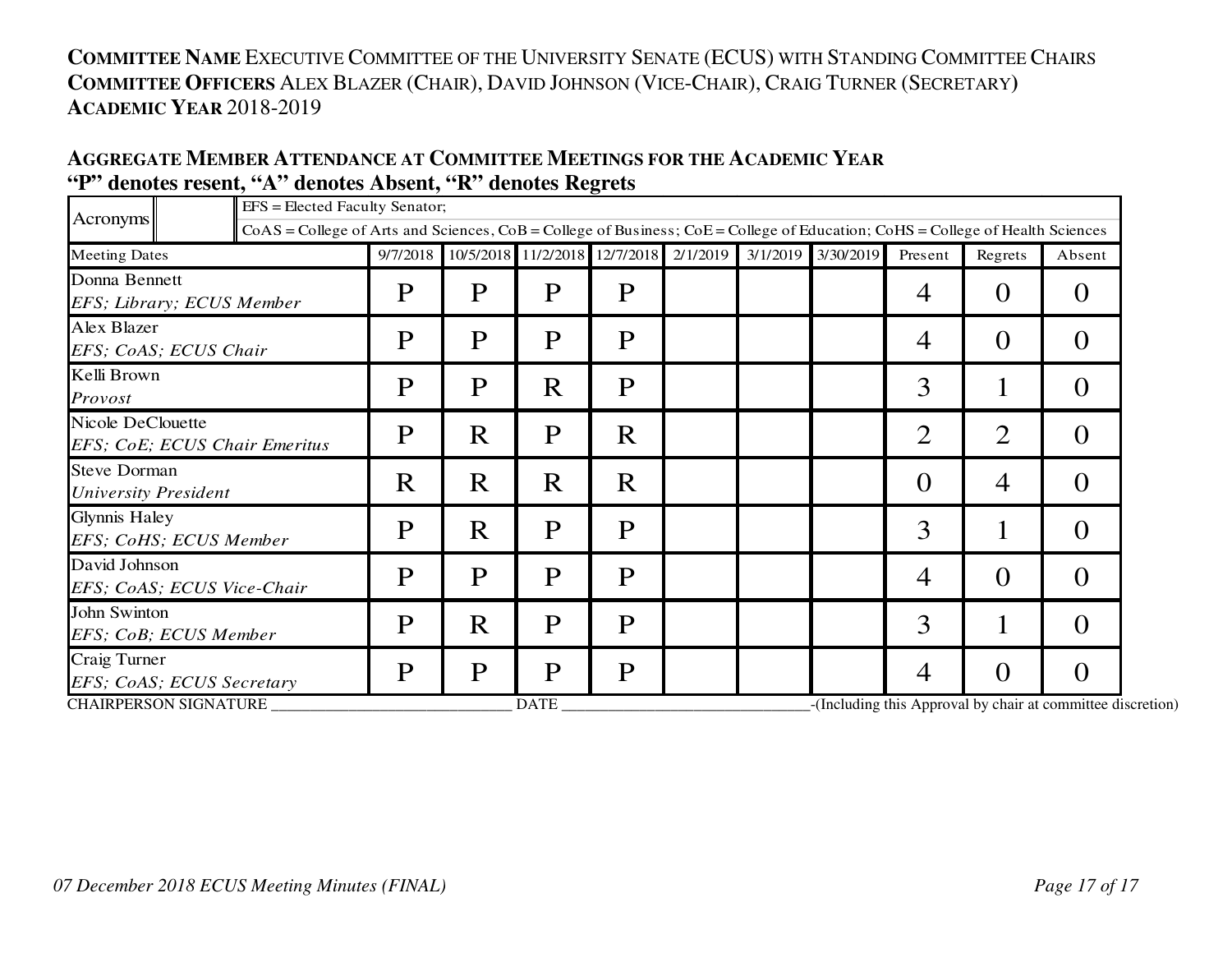**COMMITTEE NAME** EXECUTIVE COMMITTEE OF THE UNIVERSITY SENATE (ECUS) WITH STANDING COMMITTEE CHAIRS
**COMMITTEE OFFICERS** ALEX BLAZER (CHAIR), DAVID JOHNSON (VICE-CHAIR), CRAIG TURNER (SECRETARY)
**ACADEMIC YEAR** 2018-2019

## AGGREGATE MEMBER ATTENDANCE AT COMMITTEE MEETINGS FOR THE ACADEMIC YEAR

**"P" denotes resent, "A" denotes Absent, "R" denotes Regrets**

| Acronyms | EFS = Elected Faculty Senator; CoAS = College of Arts and Sciences, CoB = College of Business; CoE = College of Education; CoHS = College of Health Sciences | | | | | | | | | |
|---|---|---|---|---|---|---|---|---|---|---|
| Meeting Dates | 9/7/2018 | 10/5/2018 | 11/2/2018 | 12/7/2018 | 2/1/2019 | 3/1/2019 | 3/30/2019 | Present | Regrets | Absent |
| Donna Bennett *EFS; Library; ECUS Member* | P | P | P | P | | | | 4 | 0 | 0 |
| Alex Blazer *EFS; CoAS; ECUS Chair* | P | P | P | P | | | | 4 | 0 | 0 |
| Kelli Brown *Provost* | P | P | R | P | | | | 3 | 1 | 0 |
| Nicole DeClouette *EFS; CoE; ECUS Chair Emeritus* | P | R | P | R | | | | 2 | 2 | 0 |
| Steve Dorman *University President* | R | R | R | R | | | | 0 | 4 | 0 |
| Glynnis Haley *EFS; CoHS; ECUS Member* | P | R | P | P | | | | 3 | 1 | 0 |
| David Johnson *EFS; CoAS; ECUS Vice-Chair* | P | P | P | P | | | | 4 | 0 | 0 |
| John Swinton *EFS; CoB; ECUS Member* | P | R | P | P | | | | 3 | 1 | 0 |
| Craig Turner *EFS; CoAS; ECUS Secretary* | P | P | P | P | | | | 4 | 0 | 0 |

CHAIRPERSON SIGNATURE ______________________________ DATE ________________________________-(Including this Approval by chair at committee discretion)